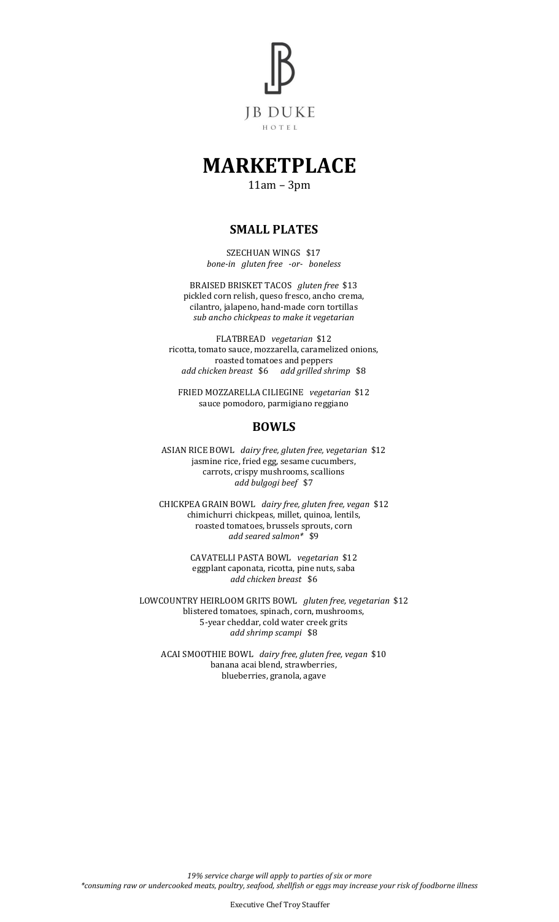JB DUKE

HOTEL

# MARKETPLACE

11am – 3pm

## SMALL PLATES

SZECHUAN WINGS $17
*bone-in gluten free -or- boneless*

BRAISED BRISKET TACOS *gluten free* $13
pickled corn relish, queso fresco, ancho crema,
cilantro, jalapeno, hand-made corn tortillas
*sub ancho chickpeas to make it vegetarian*

FLATBREAD *vegetarian* $12
ricotta, tomato sauce, mozzarella, caramelized onions,
roasted tomatoes and peppers
*add chicken breast* $6 *add grilled shrimp* $8

FRIED MOZZARELLA CILIEGINE *vegetarian* $12
sauce pomodoro, parmigiano reggiano

## BOWLS

ASIAN RICE BOWL *dairy free, gluten free, vegetarian* $12
jasmine rice, fried egg, sesame cucumbers,
carrots, crispy mushrooms, scallions
*add bulgogi beef* $7

CHICKPEA GRAIN BOWL *dairy free, gluten free, vegan* $12
chimichurri chickpeas, millet, quinoa, lentils,
roasted tomatoes, brussels sprouts, corn
*add seared salmon** $9

CAVATELLI PASTA BOWL *vegetarian* $12
eggplant caponata, ricotta, pine nuts, saba
*add chicken breast* $6

LOWCOUNTRY HEIRLOOM GRITS BOWL *gluten free, vegetarian* $12
blistered tomatoes, spinach, corn, mushrooms,
5-year cheddar, cold water creek grits
*add shrimp scampi* $8

ACAI SMOOTHIE BOWL *dairy free, gluten free, vegan* $10
banana acai blend, strawberries,
blueberries, granola, agave

*19% service charge will apply to parties of six or more*
**consuming raw or undercooked meats, poultry, seafood, shellfish or eggs may increase your risk of foodborne illness*

Executive Chef Troy Stauffer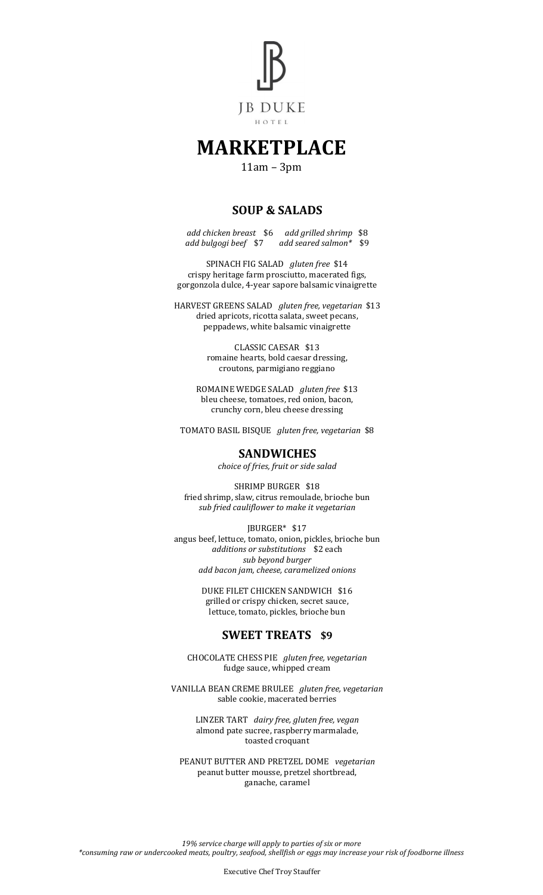JB DUKE

HOTEL

# MARKETPLACE

11am – 3pm

## SOUP & SALADS

*add chicken breast* $6 *add grilled shrimp* $8
*add bulgogi beef* $7 *add seared salmon** $9

SPINACH FIG SALAD *gluten free* $14
crispy heritage farm prosciutto, macerated figs,
gorgonzola dulce, 4-year sapore balsamic vinaigrette

HARVEST GREENS SALAD *gluten free, vegetarian* $13
dried apricots, ricotta salata, sweet pecans,
peppadews, white balsamic vinaigrette

CLASSIC CAESAR $13
romaine hearts, bold caesar dressing,
croutons, parmigiano reggiano

ROMAINE WEDGE SALAD *gluten free* $13
bleu cheese, tomatoes, red onion, bacon,
crunchy corn, bleu cheese dressing

TOMATO BASIL BISQUE *gluten free, vegetarian* $8

## SANDWICHES

*choice of fries, fruit or side salad*

SHRIMP BURGER $18
fried shrimp, slaw, citrus remoulade, brioche bun
*sub fried cauliflower to make it vegetarian*

JBURGER* $17
angus beef, lettuce, tomato, onion, pickles, brioche bun
*additions or substitutions* $2 each
*sub beyond burger*
*add bacon jam, cheese, caramelized onions*

DUKE FILET CHICKEN SANDWICH $16
grilled or crispy chicken, secret sauce,
lettuce, tomato, pickles, brioche bun

## SWEET TREATS $9

CHOCOLATE CHESS PIE *gluten free, vegetarian*
fudge sauce, whipped cream

VANILLA BEAN CREME BRULEE *gluten free, vegetarian*
sable cookie, macerated berries

LINZER TART *dairy free, gluten free, vegan*
almond pate sucree, raspberry marmalade,
toasted croquant

PEANUT BUTTER AND PRETZEL DOME *vegetarian*
peanut butter mousse, pretzel shortbread,
ganache, caramel

*19% service charge will apply to parties of six or more*
**consuming raw or undercooked meats, poultry, seafood, shellfish or eggs may increase your risk of foodborne illness*

Executive Chef Troy Stauffer